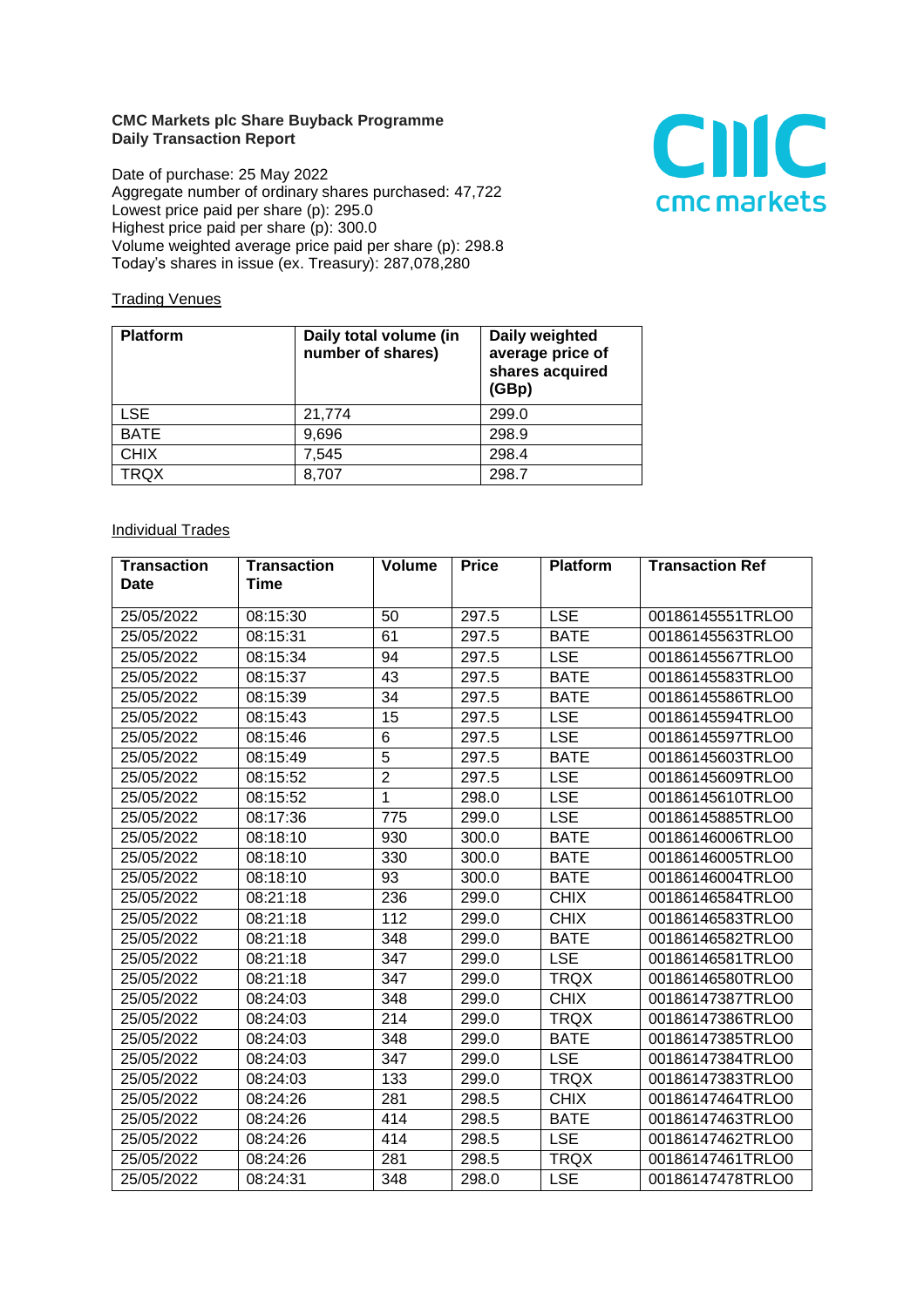**CMC Markets plc Share Buyback Programme**
**Daily Transaction Report**

Date of purchase: 25 May 2022
Aggregate number of ordinary shares purchased: 47,722
Lowest price paid per share (p): 295.0
Highest price paid per share (p): 300.0
Volume weighted average price paid per share (p): 298.8
Today's shares in issue (ex. Treasury): 287,078,280

Trading Venues

| Platform | Daily total volume (in number of shares) | Daily weighted average price of shares acquired (GBp) |
|---|---|---|
| LSE | 21,774 | 299.0 |
| BATE | 9,696 | 298.9 |
| CHIX | 7,545 | 298.4 |
| TRQX | 8,707 | 298.7 |

Individual Trades

| Transaction Date | Transaction Time | Volume | Price | Platform | Transaction Ref |
|---|---|---|---|---|---|
| 25/05/2022 | 08:15:30 | 50 | 297.5 | LSE | 00186145551TRLO0 |
| 25/05/2022 | 08:15:31 | 61 | 297.5 | BATE | 00186145563TRLO0 |
| 25/05/2022 | 08:15:34 | 94 | 297.5 | LSE | 00186145567TRLO0 |
| 25/05/2022 | 08:15:37 | 43 | 297.5 | BATE | 00186145583TRLO0 |
| 25/05/2022 | 08:15:39 | 34 | 297.5 | BATE | 00186145586TRLO0 |
| 25/05/2022 | 08:15:43 | 15 | 297.5 | LSE | 00186145594TRLO0 |
| 25/05/2022 | 08:15:46 | 6 | 297.5 | LSE | 00186145597TRLO0 |
| 25/05/2022 | 08:15:49 | 5 | 297.5 | BATE | 00186145603TRLO0 |
| 25/05/2022 | 08:15:52 | 2 | 297.5 | LSE | 00186145609TRLO0 |
| 25/05/2022 | 08:15:52 | 1 | 298.0 | LSE | 00186145610TRLO0 |
| 25/05/2022 | 08:17:36 | 775 | 299.0 | LSE | 00186145885TRLO0 |
| 25/05/2022 | 08:18:10 | 930 | 300.0 | BATE | 00186146006TRLO0 |
| 25/05/2022 | 08:18:10 | 330 | 300.0 | BATE | 00186146005TRLO0 |
| 25/05/2022 | 08:18:10 | 93 | 300.0 | BATE | 00186146004TRLO0 |
| 25/05/2022 | 08:21:18 | 236 | 299.0 | CHIX | 00186146584TRLO0 |
| 25/05/2022 | 08:21:18 | 112 | 299.0 | CHIX | 00186146583TRLO0 |
| 25/05/2022 | 08:21:18 | 348 | 299.0 | BATE | 00186146582TRLO0 |
| 25/05/2022 | 08:21:18 | 347 | 299.0 | LSE | 00186146581TRLO0 |
| 25/05/2022 | 08:21:18 | 347 | 299.0 | TRQX | 00186146580TRLO0 |
| 25/05/2022 | 08:24:03 | 348 | 299.0 | CHIX | 00186147387TRLO0 |
| 25/05/2022 | 08:24:03 | 214 | 299.0 | TRQX | 00186147386TRLO0 |
| 25/05/2022 | 08:24:03 | 348 | 299.0 | BATE | 00186147385TRLO0 |
| 25/05/2022 | 08:24:03 | 347 | 299.0 | LSE | 00186147384TRLO0 |
| 25/05/2022 | 08:24:03 | 133 | 299.0 | TRQX | 00186147383TRLO0 |
| 25/05/2022 | 08:24:26 | 281 | 298.5 | CHIX | 00186147464TRLO0 |
| 25/05/2022 | 08:24:26 | 414 | 298.5 | BATE | 00186147463TRLO0 |
| 25/05/2022 | 08:24:26 | 414 | 298.5 | LSE | 00186147462TRLO0 |
| 25/05/2022 | 08:24:26 | 281 | 298.5 | TRQX | 00186147461TRLO0 |
| 25/05/2022 | 08:24:31 | 348 | 298.0 | LSE | 00186147478TRLO0 |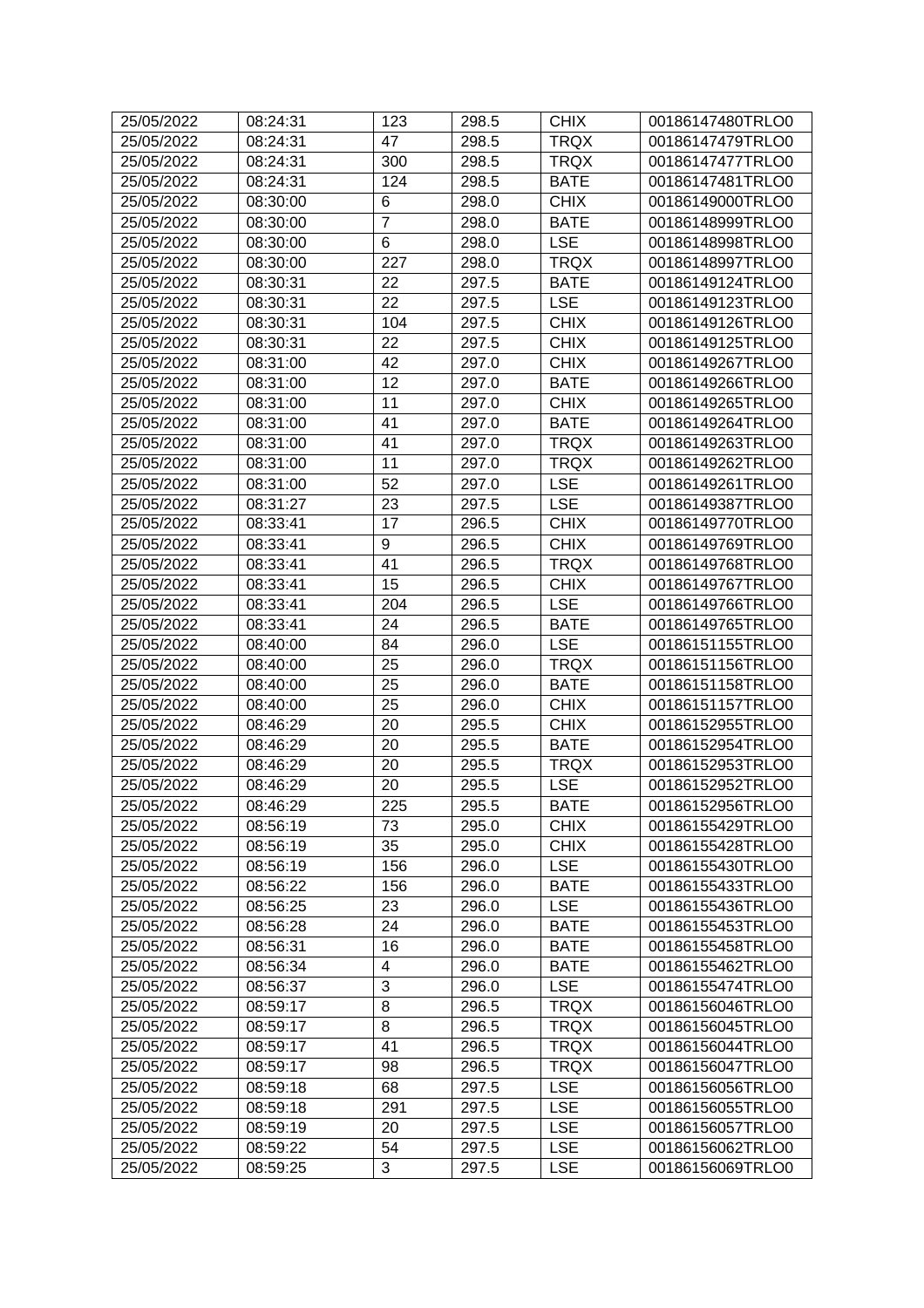| 25/05/2022 | 08:24:31 | 123 | 298.5 | CHIX | 00186147480TRLO0 |
|---|---|---|---|---|---|
| 25/05/2022 | 08:24:31 | 47 | 298.5 | TRQX | 00186147479TRLO0 |
| 25/05/2022 | 08:24:31 | 300 | 298.5 | TRQX | 00186147477TRLO0 |
| 25/05/2022 | 08:24:31 | 124 | 298.5 | BATE | 00186147481TRLO0 |
| 25/05/2022 | 08:30:00 | 6 | 298.0 | CHIX | 00186149000TRLO0 |
| 25/05/2022 | 08:30:00 | 7 | 298.0 | BATE | 00186148999TRLO0 |
| 25/05/2022 | 08:30:00 | 6 | 298.0 | LSE | 00186148998TRLO0 |
| 25/05/2022 | 08:30:00 | 227 | 298.0 | TRQX | 00186148997TRLO0 |
| 25/05/2022 | 08:30:31 | 22 | 297.5 | BATE | 00186149124TRLO0 |
| 25/05/2022 | 08:30:31 | 22 | 297.5 | LSE | 00186149123TRLO0 |
| 25/05/2022 | 08:30:31 | 104 | 297.5 | CHIX | 00186149126TRLO0 |
| 25/05/2022 | 08:30:31 | 22 | 297.5 | CHIX | 00186149125TRLO0 |
| 25/05/2022 | 08:31:00 | 42 | 297.0 | CHIX | 00186149267TRLO0 |
| 25/05/2022 | 08:31:00 | 12 | 297.0 | BATE | 00186149266TRLO0 |
| 25/05/2022 | 08:31:00 | 11 | 297.0 | CHIX | 00186149265TRLO0 |
| 25/05/2022 | 08:31:00 | 41 | 297.0 | BATE | 00186149264TRLO0 |
| 25/05/2022 | 08:31:00 | 41 | 297.0 | TRQX | 00186149263TRLO0 |
| 25/05/2022 | 08:31:00 | 11 | 297.0 | TRQX | 00186149262TRLO0 |
| 25/05/2022 | 08:31:00 | 52 | 297.0 | LSE | 00186149261TRLO0 |
| 25/05/2022 | 08:31:27 | 23 | 297.5 | LSE | 00186149387TRLO0 |
| 25/05/2022 | 08:33:41 | 17 | 296.5 | CHIX | 00186149770TRLO0 |
| 25/05/2022 | 08:33:41 | 9 | 296.5 | CHIX | 00186149769TRLO0 |
| 25/05/2022 | 08:33:41 | 41 | 296.5 | TRQX | 00186149768TRLO0 |
| 25/05/2022 | 08:33:41 | 15 | 296.5 | CHIX | 00186149767TRLO0 |
| 25/05/2022 | 08:33:41 | 204 | 296.5 | LSE | 00186149766TRLO0 |
| 25/05/2022 | 08:33:41 | 24 | 296.5 | BATE | 00186149765TRLO0 |
| 25/05/2022 | 08:40:00 | 84 | 296.0 | LSE | 00186151155TRLO0 |
| 25/05/2022 | 08:40:00 | 25 | 296.0 | TRQX | 00186151156TRLO0 |
| 25/05/2022 | 08:40:00 | 25 | 296.0 | BATE | 00186151158TRLO0 |
| 25/05/2022 | 08:40:00 | 25 | 296.0 | CHIX | 00186151157TRLO0 |
| 25/05/2022 | 08:46:29 | 20 | 295.5 | CHIX | 00186152955TRLO0 |
| 25/05/2022 | 08:46:29 | 20 | 295.5 | BATE | 00186152954TRLO0 |
| 25/05/2022 | 08:46:29 | 20 | 295.5 | TRQX | 00186152953TRLO0 |
| 25/05/2022 | 08:46:29 | 20 | 295.5 | LSE | 00186152952TRLO0 |
| 25/05/2022 | 08:46:29 | 225 | 295.5 | BATE | 00186152956TRLO0 |
| 25/05/2022 | 08:56:19 | 73 | 295.0 | CHIX | 00186155429TRLO0 |
| 25/05/2022 | 08:56:19 | 35 | 295.0 | CHIX | 00186155428TRLO0 |
| 25/05/2022 | 08:56:19 | 156 | 296.0 | LSE | 00186155430TRLO0 |
| 25/05/2022 | 08:56:22 | 156 | 296.0 | BATE | 00186155433TRLO0 |
| 25/05/2022 | 08:56:25 | 23 | 296.0 | LSE | 00186155436TRLO0 |
| 25/05/2022 | 08:56:28 | 24 | 296.0 | BATE | 00186155453TRLO0 |
| 25/05/2022 | 08:56:31 | 16 | 296.0 | BATE | 00186155458TRLO0 |
| 25/05/2022 | 08:56:34 | 4 | 296.0 | BATE | 00186155462TRLO0 |
| 25/05/2022 | 08:56:37 | 3 | 296.0 | LSE | 00186155474TRLO0 |
| 25/05/2022 | 08:59:17 | 8 | 296.5 | TRQX | 00186156046TRLO0 |
| 25/05/2022 | 08:59:17 | 8 | 296.5 | TRQX | 00186156045TRLO0 |
| 25/05/2022 | 08:59:17 | 41 | 296.5 | TRQX | 00186156044TRLO0 |
| 25/05/2022 | 08:59:17 | 98 | 296.5 | TRQX | 00186156047TRLO0 |
| 25/05/2022 | 08:59:18 | 68 | 297.5 | LSE | 00186156056TRLO0 |
| 25/05/2022 | 08:59:18 | 291 | 297.5 | LSE | 00186156055TRLO0 |
| 25/05/2022 | 08:59:19 | 20 | 297.5 | LSE | 00186156057TRLO0 |
| 25/05/2022 | 08:59:22 | 54 | 297.5 | LSE | 00186156062TRLO0 |
| 25/05/2022 | 08:59:25 | 3 | 297.5 | LSE | 00186156069TRLO0 |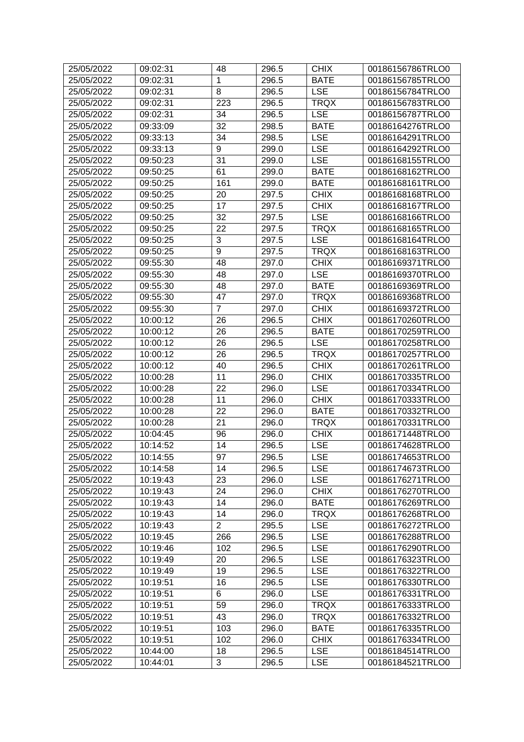| 25/05/2022 | 09:02:31 | 48 | 296.5 | CHIX | 00186156786TRLO0 |
|---|---|---|---|---|---|
| 25/05/2022 | 09:02:31 | 1 | 296.5 | BATE | 00186156785TRLO0 |
| 25/05/2022 | 09:02:31 | 8 | 296.5 | LSE | 00186156784TRLO0 |
| 25/05/2022 | 09:02:31 | 223 | 296.5 | TRQX | 00186156783TRLO0 |
| 25/05/2022 | 09:02:31 | 34 | 296.5 | LSE | 00186156787TRLO0 |
| 25/05/2022 | 09:33:09 | 32 | 298.5 | BATE | 00186164276TRLO0 |
| 25/05/2022 | 09:33:13 | 34 | 298.5 | LSE | 00186164291TRLO0 |
| 25/05/2022 | 09:33:13 | 9 | 299.0 | LSE | 00186164292TRLO0 |
| 25/05/2022 | 09:50:23 | 31 | 299.0 | LSE | 00186168155TRLO0 |
| 25/05/2022 | 09:50:25 | 61 | 299.0 | BATE | 00186168162TRLO0 |
| 25/05/2022 | 09:50:25 | 161 | 299.0 | BATE | 00186168161TRLO0 |
| 25/05/2022 | 09:50:25 | 20 | 297.5 | CHIX | 00186168168TRLO0 |
| 25/05/2022 | 09:50:25 | 17 | 297.5 | CHIX | 00186168167TRLO0 |
| 25/05/2022 | 09:50:25 | 32 | 297.5 | LSE | 00186168166TRLO0 |
| 25/05/2022 | 09:50:25 | 22 | 297.5 | TRQX | 00186168165TRLO0 |
| 25/05/2022 | 09:50:25 | 3 | 297.5 | LSE | 00186168164TRLO0 |
| 25/05/2022 | 09:50:25 | 9 | 297.5 | TRQX | 00186168163TRLO0 |
| 25/05/2022 | 09:55:30 | 48 | 297.0 | CHIX | 00186169371TRLO0 |
| 25/05/2022 | 09:55:30 | 48 | 297.0 | LSE | 00186169370TRLO0 |
| 25/05/2022 | 09:55:30 | 48 | 297.0 | BATE | 00186169369TRLO0 |
| 25/05/2022 | 09:55:30 | 47 | 297.0 | TRQX | 00186169368TRLO0 |
| 25/05/2022 | 09:55:30 | 7 | 297.0 | CHIX | 00186169372TRLO0 |
| 25/05/2022 | 10:00:12 | 26 | 296.5 | CHIX | 00186170260TRLO0 |
| 25/05/2022 | 10:00:12 | 26 | 296.5 | BATE | 00186170259TRLO0 |
| 25/05/2022 | 10:00:12 | 26 | 296.5 | LSE | 00186170258TRLO0 |
| 25/05/2022 | 10:00:12 | 26 | 296.5 | TRQX | 00186170257TRLO0 |
| 25/05/2022 | 10:00:12 | 40 | 296.5 | CHIX | 00186170261TRLO0 |
| 25/05/2022 | 10:00:28 | 11 | 296.0 | CHIX | 00186170335TRLO0 |
| 25/05/2022 | 10:00:28 | 22 | 296.0 | LSE | 00186170334TRLO0 |
| 25/05/2022 | 10:00:28 | 11 | 296.0 | CHIX | 00186170333TRLO0 |
| 25/05/2022 | 10:00:28 | 22 | 296.0 | BATE | 00186170332TRLO0 |
| 25/05/2022 | 10:00:28 | 21 | 296.0 | TRQX | 00186170331TRLO0 |
| 25/05/2022 | 10:04:45 | 96 | 296.0 | CHIX | 00186171448TRLO0 |
| 25/05/2022 | 10:14:52 | 14 | 296.5 | LSE | 00186174628TRLO0 |
| 25/05/2022 | 10:14:55 | 97 | 296.5 | LSE | 00186174653TRLO0 |
| 25/05/2022 | 10:14:58 | 14 | 296.5 | LSE | 00186174673TRLO0 |
| 25/05/2022 | 10:19:43 | 23 | 296.0 | LSE | 00186176271TRLO0 |
| 25/05/2022 | 10:19:43 | 24 | 296.0 | CHIX | 00186176270TRLO0 |
| 25/05/2022 | 10:19:43 | 14 | 296.0 | BATE | 00186176269TRLO0 |
| 25/05/2022 | 10:19:43 | 14 | 296.0 | TRQX | 00186176268TRLO0 |
| 25/05/2022 | 10:19:43 | 2 | 295.5 | LSE | 00186176272TRLO0 |
| 25/05/2022 | 10:19:45 | 266 | 296.5 | LSE | 00186176288TRLO0 |
| 25/05/2022 | 10:19:46 | 102 | 296.5 | LSE | 00186176290TRLO0 |
| 25/05/2022 | 10:19:49 | 20 | 296.5 | LSE | 00186176323TRLO0 |
| 25/05/2022 | 10:19:49 | 19 | 296.5 | LSE | 00186176322TRLO0 |
| 25/05/2022 | 10:19:51 | 16 | 296.5 | LSE | 00186176330TRLO0 |
| 25/05/2022 | 10:19:51 | 6 | 296.0 | LSE | 00186176331TRLO0 |
| 25/05/2022 | 10:19:51 | 59 | 296.0 | TRQX | 00186176333TRLO0 |
| 25/05/2022 | 10:19:51 | 43 | 296.0 | TRQX | 00186176332TRLO0 |
| 25/05/2022 | 10:19:51 | 103 | 296.0 | BATE | 00186176335TRLO0 |
| 25/05/2022 | 10:19:51 | 102 | 296.0 | CHIX | 00186176334TRLO0 |
| 25/05/2022 | 10:44:00 | 18 | 296.5 | LSE | 00186184514TRLO0 |
| 25/05/2022 | 10:44:01 | 3 | 296.5 | LSE | 00186184521TRLO0 |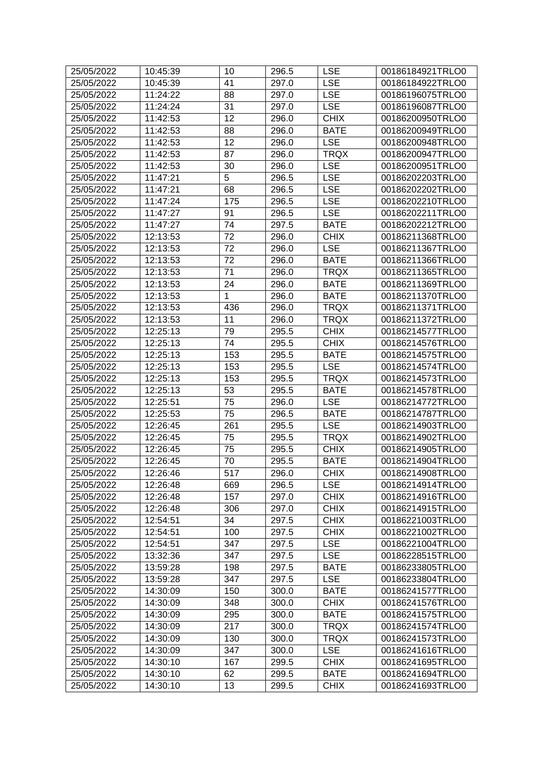| 25/05/2022 | 10:45:39 | 10 | 296.5 | LSE | 00186184921TRLO0 |
|---|---|---|---|---|---|
| 25/05/2022 | 10:45:39 | 41 | 297.0 | LSE | 00186184922TRLO0 |
| 25/05/2022 | 11:24:22 | 88 | 297.0 | LSE | 00186196075TRLO0 |
| 25/05/2022 | 11:24:24 | 31 | 297.0 | LSE | 00186196087TRLO0 |
| 25/05/2022 | 11:42:53 | 12 | 296.0 | CHIX | 00186200950TRLO0 |
| 25/05/2022 | 11:42:53 | 88 | 296.0 | BATE | 00186200949TRLO0 |
| 25/05/2022 | 11:42:53 | 12 | 296.0 | LSE | 00186200948TRLO0 |
| 25/05/2022 | 11:42:53 | 87 | 296.0 | TRQX | 00186200947TRLO0 |
| 25/05/2022 | 11:42:53 | 30 | 296.0 | LSE | 00186200951TRLO0 |
| 25/05/2022 | 11:47:21 | 5 | 296.5 | LSE | 00186202203TRLO0 |
| 25/05/2022 | 11:47:21 | 68 | 296.5 | LSE | 00186202202TRLO0 |
| 25/05/2022 | 11:47:24 | 175 | 296.5 | LSE | 00186202210TRLO0 |
| 25/05/2022 | 11:47:27 | 91 | 296.5 | LSE | 00186202211TRLO0 |
| 25/05/2022 | 11:47:27 | 74 | 297.5 | BATE | 00186202212TRLO0 |
| 25/05/2022 | 12:13:53 | 72 | 296.0 | CHIX | 00186211368TRLO0 |
| 25/05/2022 | 12:13:53 | 72 | 296.0 | LSE | 00186211367TRLO0 |
| 25/05/2022 | 12:13:53 | 72 | 296.0 | BATE | 00186211366TRLO0 |
| 25/05/2022 | 12:13:53 | 71 | 296.0 | TRQX | 00186211365TRLO0 |
| 25/05/2022 | 12:13:53 | 24 | 296.0 | BATE | 00186211369TRLO0 |
| 25/05/2022 | 12:13:53 | 1 | 296.0 | BATE | 00186211370TRLO0 |
| 25/05/2022 | 12:13:53 | 436 | 296.0 | TRQX | 00186211371TRLO0 |
| 25/05/2022 | 12:13:53 | 11 | 296.0 | TRQX | 00186211372TRLO0 |
| 25/05/2022 | 12:25:13 | 79 | 295.5 | CHIX | 00186214577TRLO0 |
| 25/05/2022 | 12:25:13 | 74 | 295.5 | CHIX | 00186214576TRLO0 |
| 25/05/2022 | 12:25:13 | 153 | 295.5 | BATE | 00186214575TRLO0 |
| 25/05/2022 | 12:25:13 | 153 | 295.5 | LSE | 00186214574TRLO0 |
| 25/05/2022 | 12:25:13 | 153 | 295.5 | TRQX | 00186214573TRLO0 |
| 25/05/2022 | 12:25:13 | 53 | 295.5 | BATE | 00186214578TRLO0 |
| 25/05/2022 | 12:25:51 | 75 | 296.0 | LSE | 00186214772TRLO0 |
| 25/05/2022 | 12:25:53 | 75 | 296.5 | BATE | 00186214787TRLO0 |
| 25/05/2022 | 12:26:45 | 261 | 295.5 | LSE | 00186214903TRLO0 |
| 25/05/2022 | 12:26:45 | 75 | 295.5 | TRQX | 00186214902TRLO0 |
| 25/05/2022 | 12:26:45 | 75 | 295.5 | CHIX | 00186214905TRLO0 |
| 25/05/2022 | 12:26:45 | 70 | 295.5 | BATE | 00186214904TRLO0 |
| 25/05/2022 | 12:26:46 | 517 | 296.0 | CHIX | 00186214908TRLO0 |
| 25/05/2022 | 12:26:48 | 669 | 296.5 | LSE | 00186214914TRLO0 |
| 25/05/2022 | 12:26:48 | 157 | 297.0 | CHIX | 00186214916TRLO0 |
| 25/05/2022 | 12:26:48 | 306 | 297.0 | CHIX | 00186214915TRLO0 |
| 25/05/2022 | 12:54:51 | 34 | 297.5 | CHIX | 00186221003TRLO0 |
| 25/05/2022 | 12:54:51 | 100 | 297.5 | CHIX | 00186221002TRLO0 |
| 25/05/2022 | 12:54:51 | 347 | 297.5 | LSE | 00186221004TRLO0 |
| 25/05/2022 | 13:32:36 | 347 | 297.5 | LSE | 00186228515TRLO0 |
| 25/05/2022 | 13:59:28 | 198 | 297.5 | BATE | 00186233805TRLO0 |
| 25/05/2022 | 13:59:28 | 347 | 297.5 | LSE | 00186233804TRLO0 |
| 25/05/2022 | 14:30:09 | 150 | 300.0 | BATE | 00186241577TRLO0 |
| 25/05/2022 | 14:30:09 | 348 | 300.0 | CHIX | 00186241576TRLO0 |
| 25/05/2022 | 14:30:09 | 295 | 300.0 | BATE | 00186241575TRLO0 |
| 25/05/2022 | 14:30:09 | 217 | 300.0 | TRQX | 00186241574TRLO0 |
| 25/05/2022 | 14:30:09 | 130 | 300.0 | TRQX | 00186241573TRLO0 |
| 25/05/2022 | 14:30:09 | 347 | 300.0 | LSE | 00186241616TRLO0 |
| 25/05/2022 | 14:30:10 | 167 | 299.5 | CHIX | 00186241695TRLO0 |
| 25/05/2022 | 14:30:10 | 62 | 299.5 | BATE | 00186241694TRLO0 |
| 25/05/2022 | 14:30:10 | 13 | 299.5 | CHIX | 00186241693TRLO0 |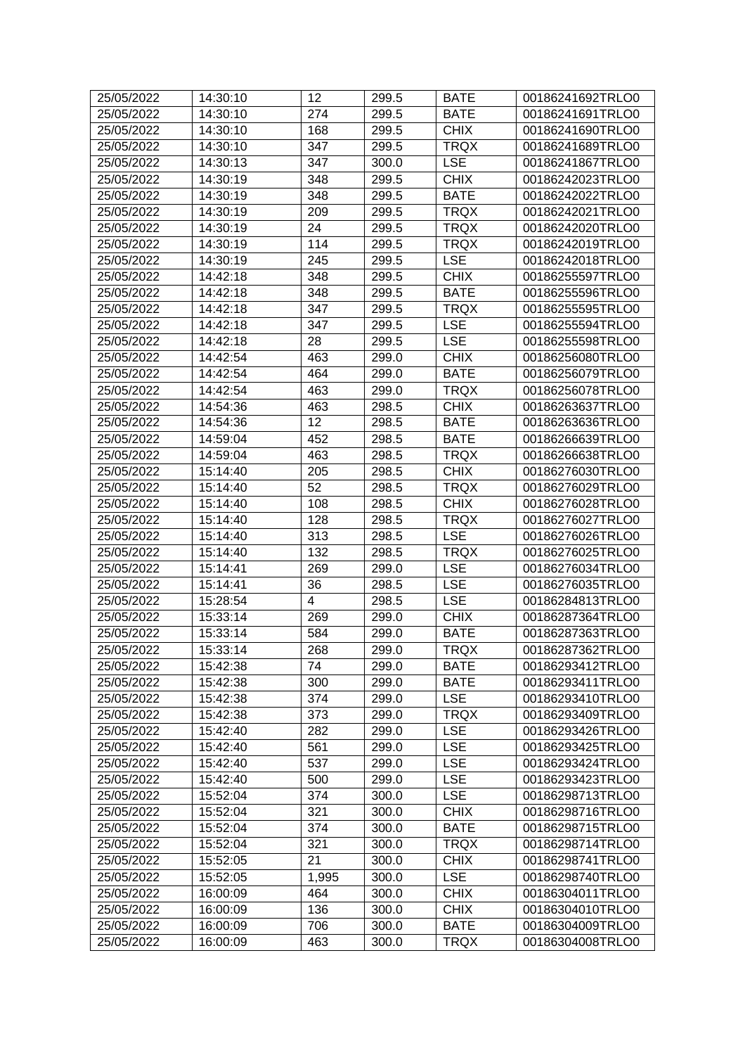| 25/05/2022 | 14:30:10 | 12 | 299.5 | BATE | 00186241692TRLO0 |
|---|---|---|---|---|---|
| 25/05/2022 | 14:30:10 | 274 | 299.5 | BATE | 00186241691TRLO0 |
| 25/05/2022 | 14:30:10 | 168 | 299.5 | CHIX | 00186241690TRLO0 |
| 25/05/2022 | 14:30:10 | 347 | 299.5 | TRQX | 00186241689TRLO0 |
| 25/05/2022 | 14:30:13 | 347 | 300.0 | LSE | 00186241867TRLO0 |
| 25/05/2022 | 14:30:19 | 348 | 299.5 | CHIX | 00186242023TRLO0 |
| 25/05/2022 | 14:30:19 | 348 | 299.5 | BATE | 00186242022TRLO0 |
| 25/05/2022 | 14:30:19 | 209 | 299.5 | TRQX | 00186242021TRLO0 |
| 25/05/2022 | 14:30:19 | 24 | 299.5 | TRQX | 00186242020TRLO0 |
| 25/05/2022 | 14:30:19 | 114 | 299.5 | TRQX | 00186242019TRLO0 |
| 25/05/2022 | 14:30:19 | 245 | 299.5 | LSE | 00186242018TRLO0 |
| 25/05/2022 | 14:42:18 | 348 | 299.5 | CHIX | 00186255597TRLO0 |
| 25/05/2022 | 14:42:18 | 348 | 299.5 | BATE | 00186255596TRLO0 |
| 25/05/2022 | 14:42:18 | 347 | 299.5 | TRQX | 00186255595TRLO0 |
| 25/05/2022 | 14:42:18 | 347 | 299.5 | LSE | 00186255594TRLO0 |
| 25/05/2022 | 14:42:18 | 28 | 299.5 | LSE | 00186255598TRLO0 |
| 25/05/2022 | 14:42:54 | 463 | 299.0 | CHIX | 00186256080TRLO0 |
| 25/05/2022 | 14:42:54 | 464 | 299.0 | BATE | 00186256079TRLO0 |
| 25/05/2022 | 14:42:54 | 463 | 299.0 | TRQX | 00186256078TRLO0 |
| 25/05/2022 | 14:54:36 | 463 | 298.5 | CHIX | 00186263637TRLO0 |
| 25/05/2022 | 14:54:36 | 12 | 298.5 | BATE | 00186263636TRLO0 |
| 25/05/2022 | 14:59:04 | 452 | 298.5 | BATE | 00186266639TRLO0 |
| 25/05/2022 | 14:59:04 | 463 | 298.5 | TRQX | 00186266638TRLO0 |
| 25/05/2022 | 15:14:40 | 205 | 298.5 | CHIX | 00186276030TRLO0 |
| 25/05/2022 | 15:14:40 | 52 | 298.5 | TRQX | 00186276029TRLO0 |
| 25/05/2022 | 15:14:40 | 108 | 298.5 | CHIX | 00186276028TRLO0 |
| 25/05/2022 | 15:14:40 | 128 | 298.5 | TRQX | 00186276027TRLO0 |
| 25/05/2022 | 15:14:40 | 313 | 298.5 | LSE | 00186276026TRLO0 |
| 25/05/2022 | 15:14:40 | 132 | 298.5 | TRQX | 00186276025TRLO0 |
| 25/05/2022 | 15:14:41 | 269 | 299.0 | LSE | 00186276034TRLO0 |
| 25/05/2022 | 15:14:41 | 36 | 298.5 | LSE | 00186276035TRLO0 |
| 25/05/2022 | 15:28:54 | 4 | 298.5 | LSE | 00186284813TRLO0 |
| 25/05/2022 | 15:33:14 | 269 | 299.0 | CHIX | 00186287364TRLO0 |
| 25/05/2022 | 15:33:14 | 584 | 299.0 | BATE | 00186287363TRLO0 |
| 25/05/2022 | 15:33:14 | 268 | 299.0 | TRQX | 00186287362TRLO0 |
| 25/05/2022 | 15:42:38 | 74 | 299.0 | BATE | 00186293412TRLO0 |
| 25/05/2022 | 15:42:38 | 300 | 299.0 | BATE | 00186293411TRLO0 |
| 25/05/2022 | 15:42:38 | 374 | 299.0 | LSE | 00186293410TRLO0 |
| 25/05/2022 | 15:42:38 | 373 | 299.0 | TRQX | 00186293409TRLO0 |
| 25/05/2022 | 15:42:40 | 282 | 299.0 | LSE | 00186293426TRLO0 |
| 25/05/2022 | 15:42:40 | 561 | 299.0 | LSE | 00186293425TRLO0 |
| 25/05/2022 | 15:42:40 | 537 | 299.0 | LSE | 00186293424TRLO0 |
| 25/05/2022 | 15:42:40 | 500 | 299.0 | LSE | 00186293423TRLO0 |
| 25/05/2022 | 15:52:04 | 374 | 300.0 | LSE | 00186298713TRLO0 |
| 25/05/2022 | 15:52:04 | 321 | 300.0 | CHIX | 00186298716TRLO0 |
| 25/05/2022 | 15:52:04 | 374 | 300.0 | BATE | 00186298715TRLO0 |
| 25/05/2022 | 15:52:04 | 321 | 300.0 | TRQX | 00186298714TRLO0 |
| 25/05/2022 | 15:52:05 | 21 | 300.0 | CHIX | 00186298741TRLO0 |
| 25/05/2022 | 15:52:05 | 1,995 | 300.0 | LSE | 00186298740TRLO0 |
| 25/05/2022 | 16:00:09 | 464 | 300.0 | CHIX | 00186304011TRLO0 |
| 25/05/2022 | 16:00:09 | 136 | 300.0 | CHIX | 00186304010TRLO0 |
| 25/05/2022 | 16:00:09 | 706 | 300.0 | BATE | 00186304009TRLO0 |
| 25/05/2022 | 16:00:09 | 463 | 300.0 | TRQX | 00186304008TRLO0 |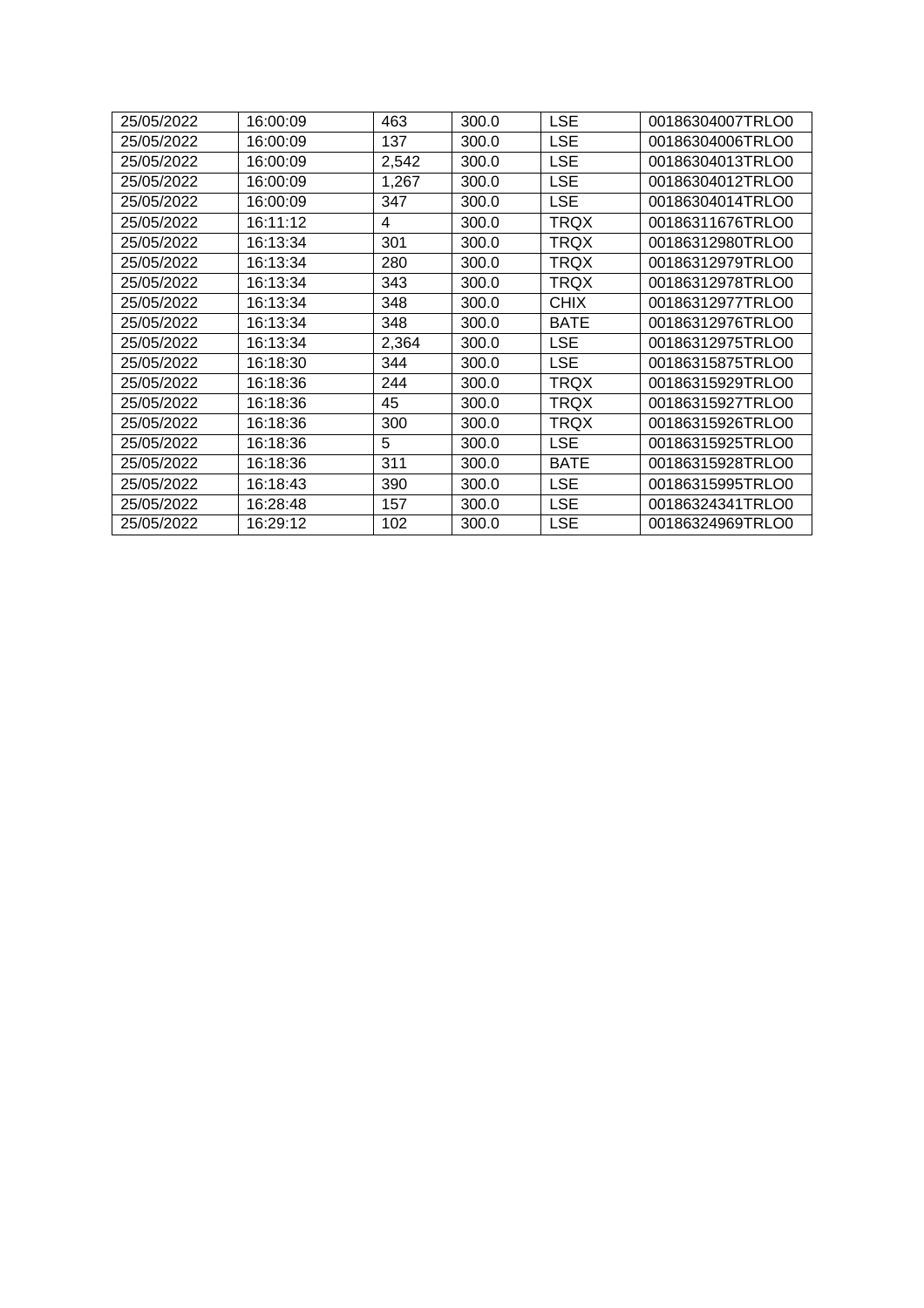| | | | | | |
|---|---|---|---|---|---|
| 25/05/2022 | 16:00:09 | 463 | 300.0 | LSE | 00186304007TRLO0 |
| 25/05/2022 | 16:00:09 | 137 | 300.0 | LSE | 00186304006TRLO0 |
| 25/05/2022 | 16:00:09 | 2,542 | 300.0 | LSE | 00186304013TRLO0 |
| 25/05/2022 | 16:00:09 | 1,267 | 300.0 | LSE | 00186304012TRLO0 |
| 25/05/2022 | 16:00:09 | 347 | 300.0 | LSE | 00186304014TRLO0 |
| 25/05/2022 | 16:11:12 | 4 | 300.0 | TRQX | 00186311676TRLO0 |
| 25/05/2022 | 16:13:34 | 301 | 300.0 | TRQX | 00186312980TRLO0 |
| 25/05/2022 | 16:13:34 | 280 | 300.0 | TRQX | 00186312979TRLO0 |
| 25/05/2022 | 16:13:34 | 343 | 300.0 | TRQX | 00186312978TRLO0 |
| 25/05/2022 | 16:13:34 | 348 | 300.0 | CHIX | 00186312977TRLO0 |
| 25/05/2022 | 16:13:34 | 348 | 300.0 | BATE | 00186312976TRLO0 |
| 25/05/2022 | 16:13:34 | 2,364 | 300.0 | LSE | 00186312975TRLO0 |
| 25/05/2022 | 16:18:30 | 344 | 300.0 | LSE | 00186315875TRLO0 |
| 25/05/2022 | 16:18:36 | 244 | 300.0 | TRQX | 00186315929TRLO0 |
| 25/05/2022 | 16:18:36 | 45 | 300.0 | TRQX | 00186315927TRLO0 |
| 25/05/2022 | 16:18:36 | 300 | 300.0 | TRQX | 00186315926TRLO0 |
| 25/05/2022 | 16:18:36 | 5 | 300.0 | LSE | 00186315925TRLO0 |
| 25/05/2022 | 16:18:36 | 311 | 300.0 | BATE | 00186315928TRLO0 |
| 25/05/2022 | 16:18:43 | 390 | 300.0 | LSE | 00186315995TRLO0 |
| 25/05/2022 | 16:28:48 | 157 | 300.0 | LSE | 00186324341TRLO0 |
| 25/05/2022 | 16:29:12 | 102 | 300.0 | LSE | 00186324969TRLO0 |